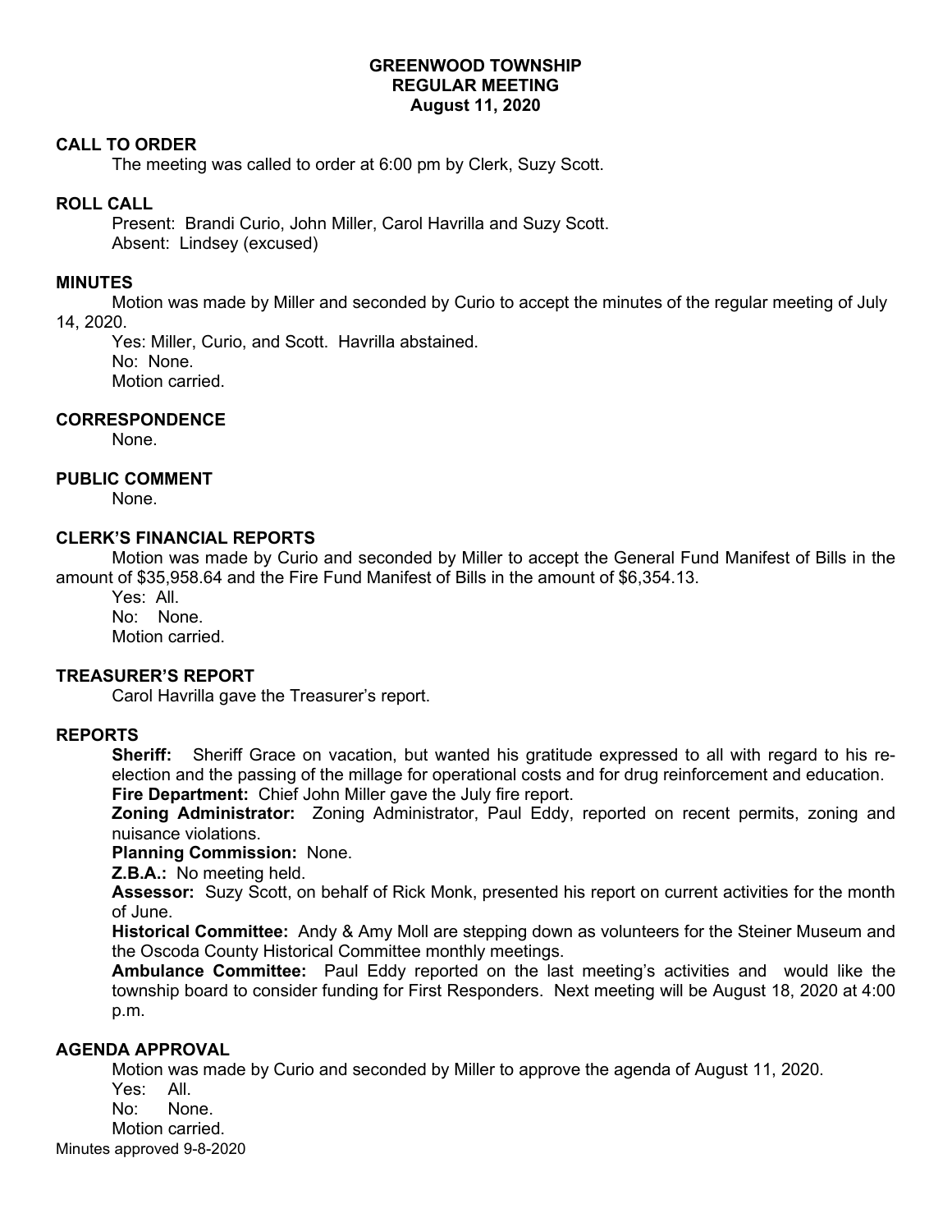# GREENWOOD TOWNSHIP
## REGULAR MEETING
### August 11, 2020

**CALL TO ORDER**

The meeting was called to order at 6:00 pm by Clerk, Suzy Scott.

**ROLL CALL**

Present: Brandi Curio, John Miller, Carol Havrilla and Suzy Scott.
Absent: Lindsey (excused)

**MINUTES**

Motion was made by Miller and seconded by Curio to accept the minutes of the regular meeting of July 14, 2020.

Yes: Miller, Curio, and Scott. Havrilla abstained.
No: None.
Motion carried.

**CORRESPONDENCE**

None.

**PUBLIC COMMENT**

None.

**CLERK'S FINANCIAL REPORTS**

Motion was made by Curio and seconded by Miller to accept the General Fund Manifest of Bills in the amount of $35,958.64 and the Fire Fund Manifest of Bills in the amount of $6,354.13.

Yes: All.
No: None.
Motion carried.

**TREASURER'S REPORT**

Carol Havrilla gave the Treasurer's report.

**REPORTS**

**Sheriff:** Sheriff Grace on vacation, but wanted his gratitude expressed to all with regard to his re-election and the passing of the millage for operational costs and for drug reinforcement and education.

**Fire Department:** Chief John Miller gave the July fire report.

**Zoning Administrator:** Zoning Administrator, Paul Eddy, reported on recent permits, zoning and nuisance violations.

**Planning Commission:** None.

**Z.B.A.:** No meeting held.

**Assessor:** Suzy Scott, on behalf of Rick Monk, presented his report on current activities for the month of June.

**Historical Committee:** Andy & Amy Moll are stepping down as volunteers for the Steiner Museum and the Oscoda County Historical Committee monthly meetings.

**Ambulance Committee:** Paul Eddy reported on the last meeting's activities and would like the township board to consider funding for First Responders. Next meeting will be August 18, 2020 at 4:00 p.m.

**AGENDA APPROVAL**

Motion was made by Curio and seconded by Miller to approve the agenda of August 11, 2020.

Yes: All.
No: None.
Motion carried.

Minutes approved 9-8-2020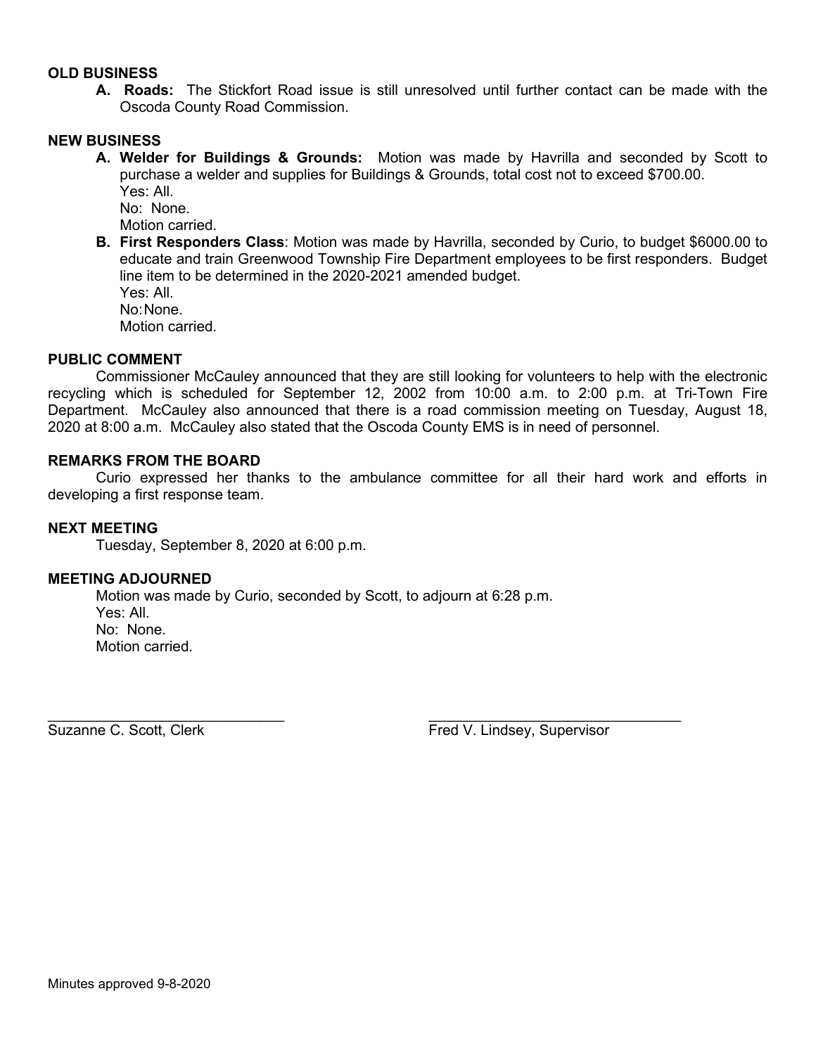## OLD BUSINESS

**A. Roads:** The Stickfort Road issue is still unresolved until further contact can be made with the Oscoda County Road Commission.

## NEW BUSINESS

**A. Welder for Buildings & Grounds:** Motion was made by Havrilla and seconded by Scott to purchase a welder and supplies for Buildings & Grounds, total cost not to exceed $700.00.
Yes: All.
No: None.
Motion carried.

**B. First Responders Class**: Motion was made by Havrilla, seconded by Curio, to budget $6000.00 to educate and train Greenwood Township Fire Department employees to be first responders. Budget line item to be determined in the 2020-2021 amended budget.
Yes: All.
No: None.
Motion carried.

## PUBLIC COMMENT

Commissioner McCauley announced that they are still looking for volunteers to help with the electronic recycling which is scheduled for September 12, 2002 from 10:00 a.m. to 2:00 p.m. at Tri-Town Fire Department. McCauley also announced that there is a road commission meeting on Tuesday, August 18, 2020 at 8:00 a.m. McCauley also stated that the Oscoda County EMS is in need of personnel.

## REMARKS FROM THE BOARD

Curio expressed her thanks to the ambulance committee for all their hard work and efforts in developing a first response team.

## NEXT MEETING

Tuesday, September 8, 2020 at 6:00 p.m.

## MEETING ADJOURNED

Motion was made by Curio, seconded by Scott, to adjourn at 6:28 p.m.
Yes: All.
No: None.
Motion carried.

\_\_\_\_\_\_\_\_\_\_\_\_\_\_\_\_\_\_\_\_\_\_\_\_\_\_\_\_\_\_
Suzanne C. Scott, Clerk

\_\_\_\_\_\_\_\_\_\_\_\_\_\_\_\_\_\_\_\_\_\_\_\_\_\_\_\_\_\_
Fred V. Lindsey, Supervisor

Minutes approved 9-8-2020